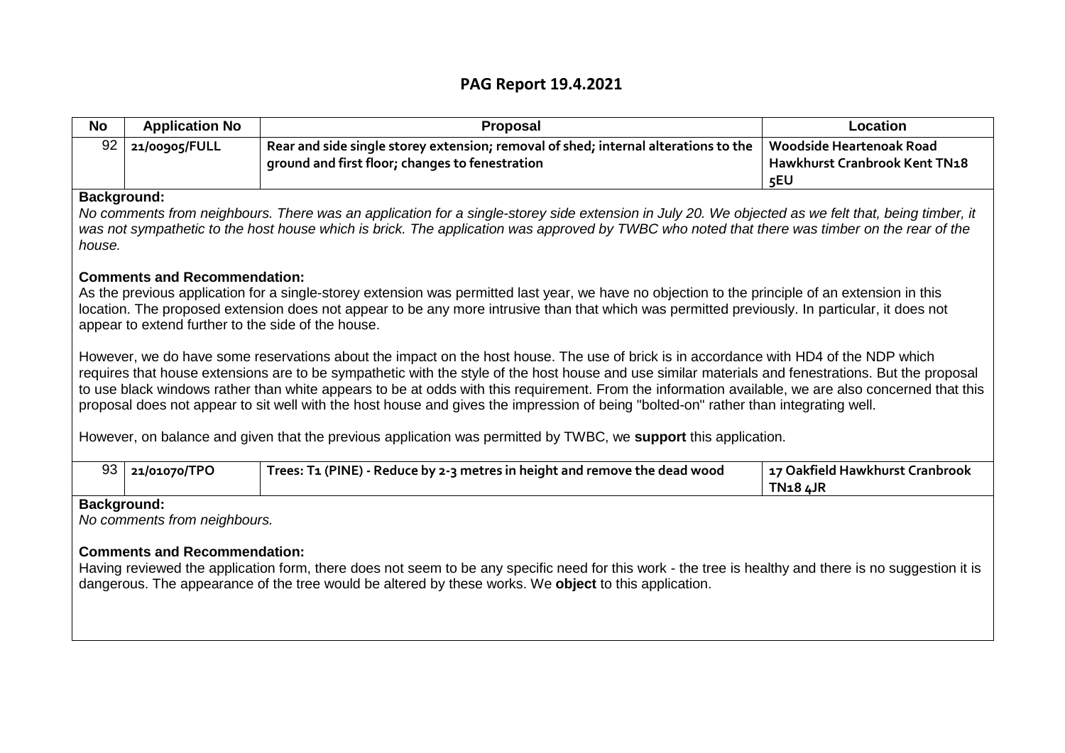# PAG Report 19.4.2021

| No | Application No | Proposal | Location |
|---|---|---|---|
| 92 | 21/00905/FULL | Rear and side single storey extension; removal of shed; internal alterations to the ground and first floor; changes to fenestration | Woodside Heartenoak Road Hawkhurst Cranbrook Kent TN18 5EU |

**Background:**

*No comments from neighbours. There was an application for a single-storey side extension in July 20. We objected as we felt that, being timber, it was not sympathetic to the host house which is brick. The application was approved by TWBC who noted that there was timber on the rear of the house.*

**Comments and Recommendation:**

As the previous application for a single-storey extension was permitted last year, we have no objection to the principle of an extension in this location. The proposed extension does not appear to be any more intrusive than that which was permitted previously. In particular, it does not appear to extend further to the side of the house.

However, we do have some reservations about the impact on the host house. The use of brick is in accordance with HD4 of the NDP which requires that house extensions are to be sympathetic with the style of the host house and use similar materials and fenestrations. But the proposal to use black windows rather than white appears to be at odds with this requirement. From the information available, we are also concerned that this proposal does not appear to sit well with the host house and gives the impression of being "bolted-on" rather than integrating well.

However, on balance and given that the previous application was permitted by TWBC, we **support** this application.

| No | Application No | Proposal | Location |
|---|---|---|---|
| 93 | 21/01070/TPO | Trees: T1 (PINE) - Reduce by 2-3 metres in height and remove the dead wood | 17 Oakfield Hawkhurst Cranbrook TN18 4JR |

**Background:**

*No comments from neighbours.*

**Comments and Recommendation:**

Having reviewed the application form, there does not seem to be any specific need for this work - the tree is healthy and there is no suggestion it is dangerous. The appearance of the tree would be altered by these works. We **object** to this application.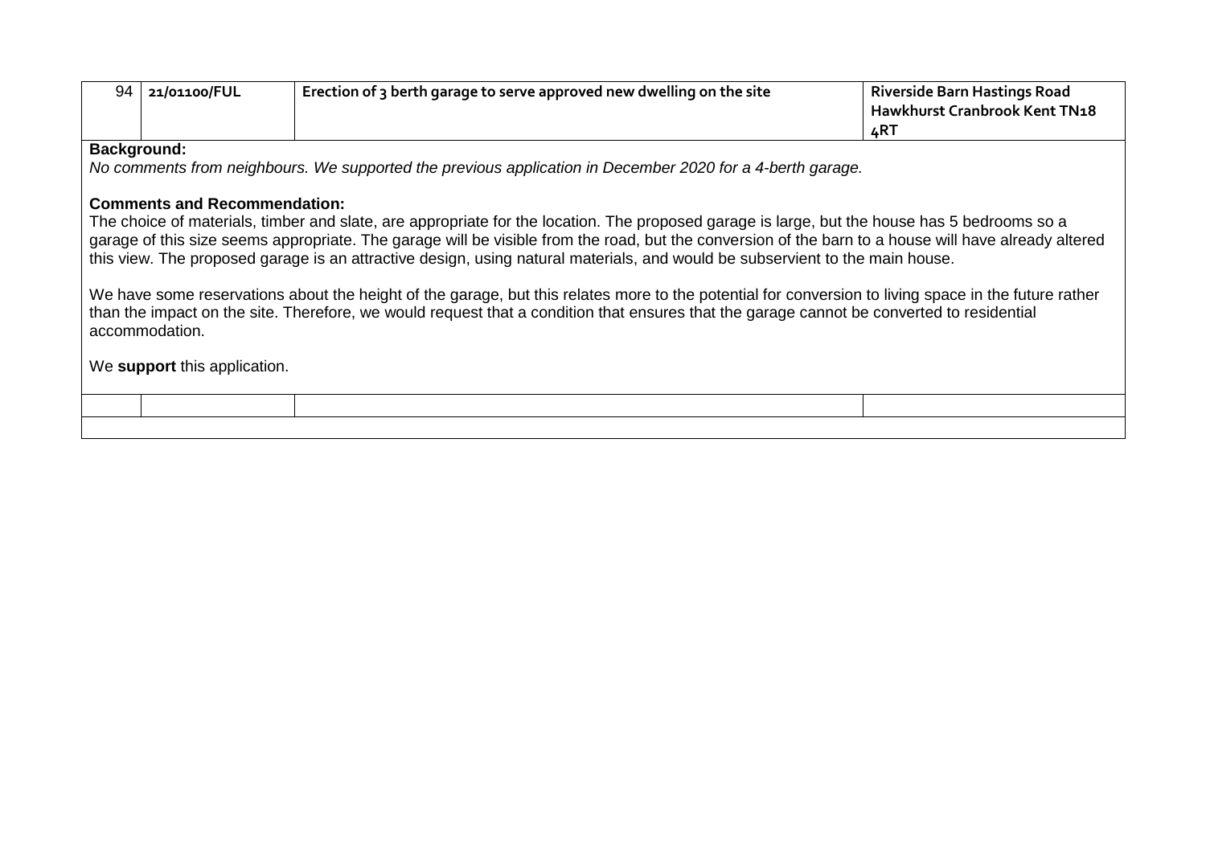| | | | |
|---|---|---|---|
| 94 | **21/01100/FUL** | **Erection of 3 berth garage to serve approved new dwelling on the site** | **Riverside Barn Hastings Road Hawkhurst Cranbrook Kent TN18 4RT** |

**Background:**

*No comments from neighbours. We supported the previous application in December 2020 for a 4-berth garage.*

**Comments and Recommendation:**

The choice of materials, timber and slate, are appropriate for the location. The proposed garage is large, but the house has 5 bedrooms so a garage of this size seems appropriate. The garage will be visible from the road, but the conversion of the barn to a house will have already altered this view. The proposed garage is an attractive design, using natural materials, and would be subservient to the main house.

We have some reservations about the height of the garage, but this relates more to the potential for conversion to living space in the future rather than the impact on the site. Therefore, we would request that a condition that ensures that the garage cannot be converted to residential accommodation.

We **support** this application.